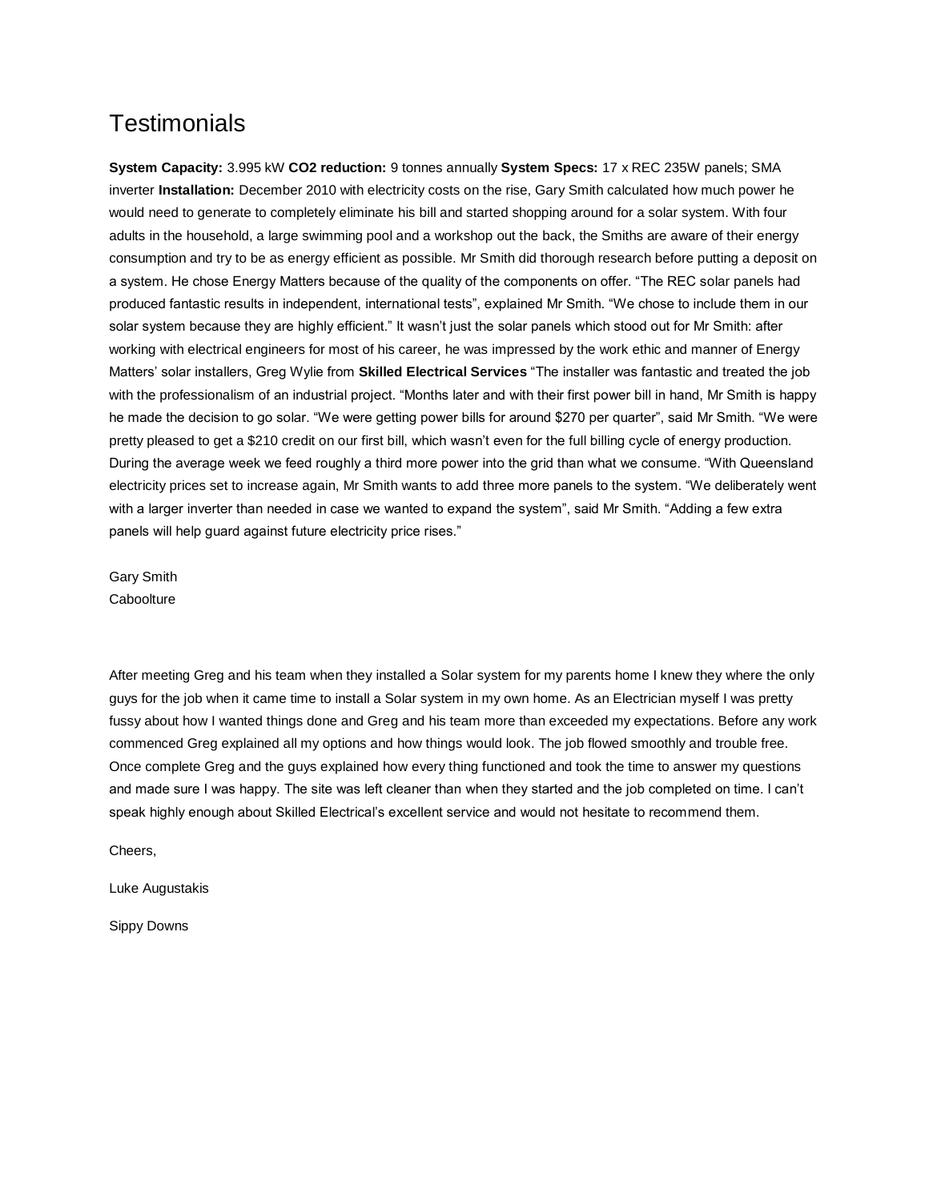# Testimonials

**System Capacity:** 3.995 kW **CO2 reduction:** 9 tonnes annually **System Specs:** 17 x REC 235W panels; SMA inverter **Installation:** December 2010 with electricity costs on the rise, Gary Smith calculated how much power he would need to generate to completely eliminate his bill and started shopping around for a solar system. With four adults in the household, a large swimming pool and a workshop out the back, the Smiths are aware of their energy consumption and try to be as energy efficient as possible. Mr Smith did thorough research before putting a deposit on a system. He chose Energy Matters because of the quality of the components on offer. "The REC solar panels had produced fantastic results in independent, international tests", explained Mr Smith. "We chose to include them in our solar system because they are highly efficient." It wasn't just the solar panels which stood out for Mr Smith: after working with electrical engineers for most of his career, he was impressed by the work ethic and manner of Energy Matters' solar installers, Greg Wylie from **Skilled Electrical Services** "The installer was fantastic and treated the job with the professionalism of an industrial project. "Months later and with their first power bill in hand, Mr Smith is happy he made the decision to go solar. "We were getting power bills for around $270 per quarter", said Mr Smith. "We were pretty pleased to get a $210 credit on our first bill, which wasn't even for the full billing cycle of energy production. During the average week we feed roughly a third more power into the grid than what we consume. "With Queensland electricity prices set to increase again, Mr Smith wants to add three more panels to the system. "We deliberately went with a larger inverter than needed in case we wanted to expand the system", said Mr Smith. "Adding a few extra panels will help guard against future electricity price rises."

Gary Smith
Caboolture

After meeting Greg and his team when they installed a Solar system for my parents home I knew they where the only guys for the job when it came time to install a Solar system in my own home. As an Electrician myself I was pretty fussy about how I wanted things done and Greg and his team more than exceeded my expectations. Before any work commenced Greg explained all my options and how things would look. The job flowed smoothly and trouble free. Once complete Greg and the guys explained how every thing functioned and took the time to answer my questions and made sure I was happy. The site was left cleaner than when they started and the job completed on time. I can't speak highly enough about Skilled Electrical's excellent service and would not hesitate to recommend them.

Cheers,

Luke Augustakis

Sippy Downs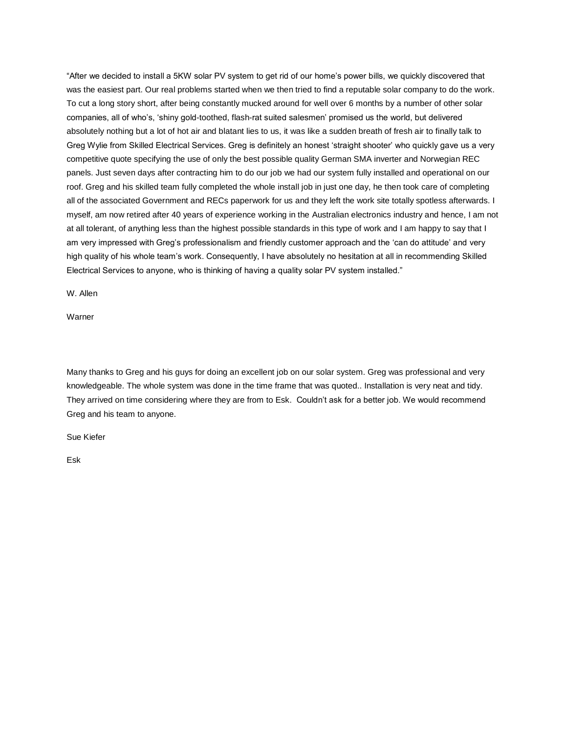“After we decided to install a 5KW solar PV system to get rid of our home’s power bills, we quickly discovered that was the easiest part. Our real problems started when we then tried to find a reputable solar company to do the work. To cut a long story short, after being constantly mucked around for well over 6 months by a number of other solar companies, all of who’s, ‘shiny gold-toothed, flash-rat suited salesmen’ promised us the world, but delivered absolutely nothing but a lot of hot air and blatant lies to us, it was like a sudden breath of fresh air to finally talk to Greg Wylie from Skilled Electrical Services. Greg is definitely an honest ‘straight shooter’ who quickly gave us a very competitive quote specifying the use of only the best possible quality German SMA inverter and Norwegian REC panels. Just seven days after contracting him to do our job we had our system fully installed and operational on our roof. Greg and his skilled team fully completed the whole install job in just one day, he then took care of completing all of the associated Government and RECs paperwork for us and they left the work site totally spotless afterwards. I myself, am now retired after 40 years of experience working in the Australian electronics industry and hence, I am not at all tolerant, of anything less than the highest possible standards in this type of work and I am happy to say that I am very impressed with Greg’s professionalism and friendly customer approach and the ‘can do attitude’ and very high quality of his whole team’s work. Consequently, I have absolutely no hesitation at all in recommending Skilled Electrical Services to anyone, who is thinking of having a quality solar PV system installed.”

W. Allen

Warner

Many thanks to Greg and his guys for doing an excellent job on our solar system. Greg was professional and very knowledgeable. The whole system was done in the time frame that was quoted.. Installation is very neat and tidy. They arrived on time considering where they are from to Esk. Couldn’t ask for a better job. We would recommend Greg and his team to anyone.

Sue Kiefer

Esk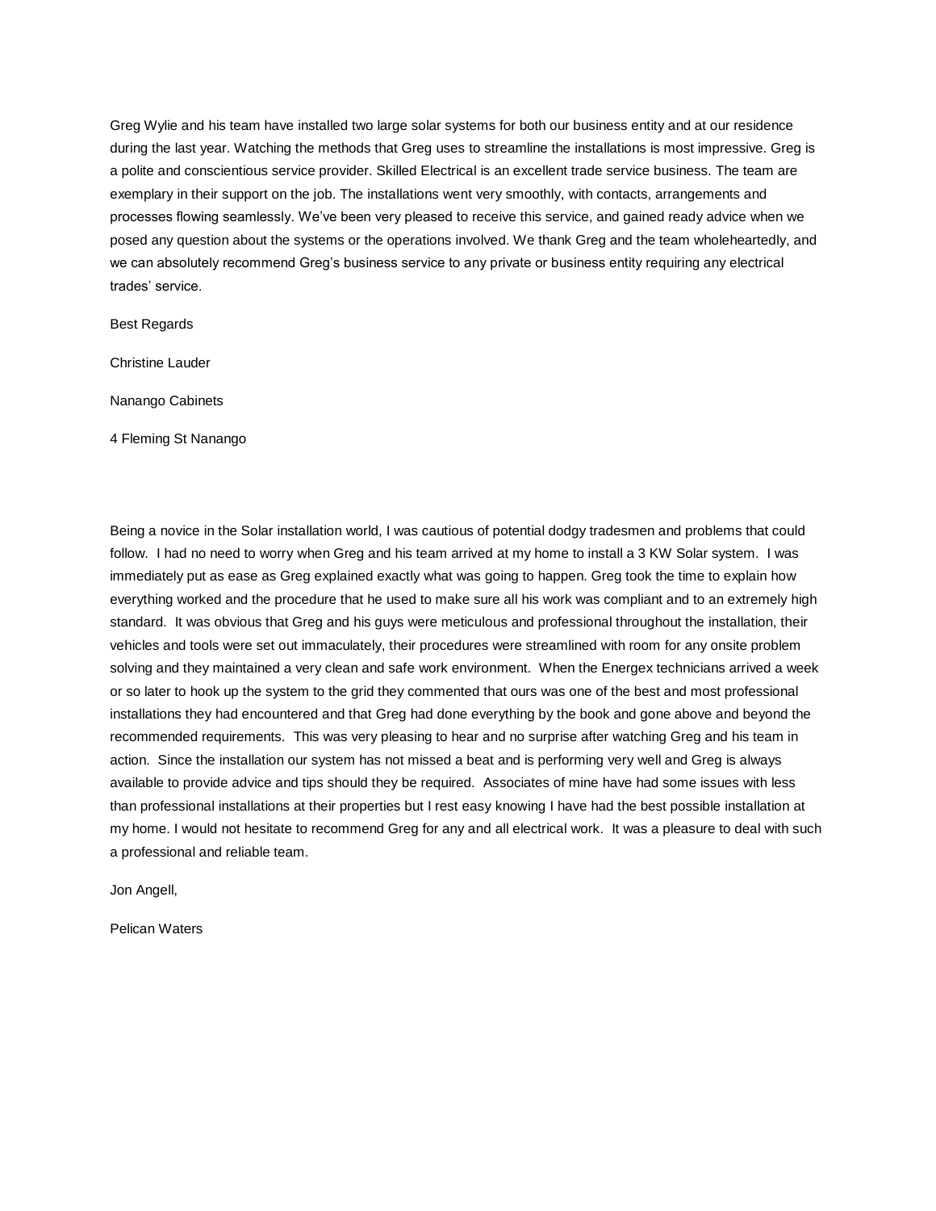Greg Wylie and his team have installed two large solar systems for both our business entity and at our residence during the last year. Watching the methods that Greg uses to streamline the installations is most impressive. Greg is a polite and conscientious service provider. Skilled Electrical is an excellent trade service business. The team are exemplary in their support on the job. The installations went very smoothly, with contacts, arrangements and processes flowing seamlessly. We've been very pleased to receive this service, and gained ready advice when we posed any question about the systems or the operations involved. We thank Greg and the team wholeheartedly, and we can absolutely recommend Greg's business service to any private or business entity requiring any electrical trades' service.

Best Regards

Christine Lauder

Nanango Cabinets

4 Fleming St Nanango

Being a novice in the Solar installation world, I was cautious of potential dodgy tradesmen and problems that could follow. I had no need to worry when Greg and his team arrived at my home to install a 3 KW Solar system. I was immediately put as ease as Greg explained exactly what was going to happen. Greg took the time to explain how everything worked and the procedure that he used to make sure all his work was compliant and to an extremely high standard. It was obvious that Greg and his guys were meticulous and professional throughout the installation, their vehicles and tools were set out immaculately, their procedures were streamlined with room for any onsite problem solving and they maintained a very clean and safe work environment. When the Energex technicians arrived a week or so later to hook up the system to the grid they commented that ours was one of the best and most professional installations they had encountered and that Greg had done everything by the book and gone above and beyond the recommended requirements. This was very pleasing to hear and no surprise after watching Greg and his team in action. Since the installation our system has not missed a beat and is performing very well and Greg is always available to provide advice and tips should they be required. Associates of mine have had some issues with less than professional installations at their properties but I rest easy knowing I have had the best possible installation at my home. I would not hesitate to recommend Greg for any and all electrical work. It was a pleasure to deal with such a professional and reliable team.

Jon Angell,

Pelican Waters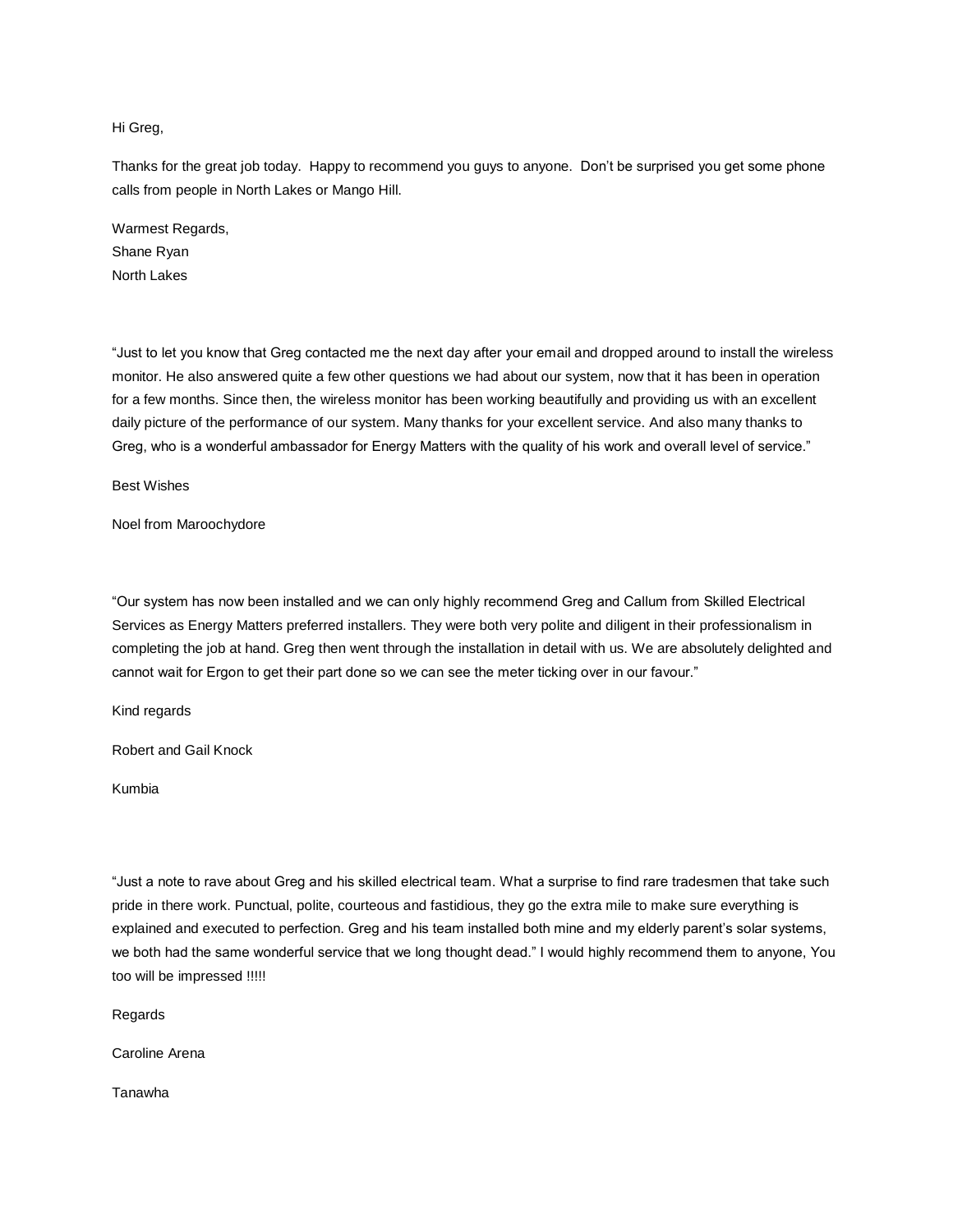Hi Greg,

Thanks for the great job today.  Happy to recommend you guys to anyone.  Don't be surprised you get some phone calls from people in North Lakes or Mango Hill.

Warmest Regards,  
Shane Ryan  
North Lakes

"Just to let you know that Greg contacted me the next day after your email and dropped around to install the wireless monitor. He also answered quite a few other questions we had about our system, now that it has been in operation for a few months. Since then, the wireless monitor has been working beautifully and providing us with an excellent daily picture of the performance of our system. Many thanks for your excellent service. And also many thanks to Greg, who is a wonderful ambassador for Energy Matters with the quality of his work and overall level of service."

Best Wishes

Noel from Maroochydore

"Our system has now been installed and we can only highly recommend Greg and Callum from Skilled Electrical Services as Energy Matters preferred installers. They were both very polite and diligent in their professionalism in completing the job at hand. Greg then went through the installation in detail with us. We are absolutely delighted and cannot wait for Ergon to get their part done so we can see the meter ticking over in our favour."

Kind regards

Robert and Gail Knock

Kumbia

"Just a note to rave about Greg and his skilled electrical team. What a surprise to find rare tradesmen that take such pride in there work. Punctual, polite, courteous and fastidious, they go the extra mile to make sure everything is explained and executed to perfection. Greg and his team installed both mine and my elderly parent's solar systems, we both had the same wonderful service that we long thought dead." I would highly recommend them to anyone, You too will be impressed !!!!!

Regards

Caroline Arena

Tanawha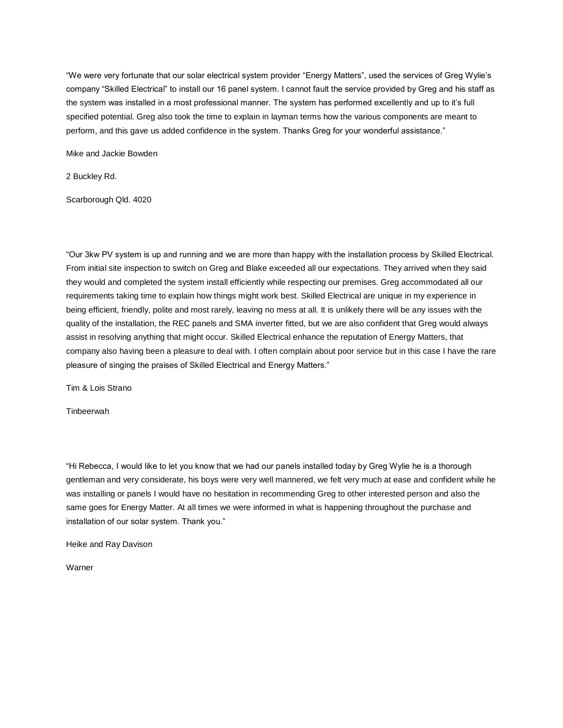"We were very fortunate that our solar electrical system provider "Energy Matters", used the services of Greg Wylie's company "Skilled Electrical" to install our 16 panel system. I cannot fault the service provided by Greg and his staff as the system was installed in a most professional manner. The system has performed excellently and up to it's full specified potential. Greg also took the time to explain in layman terms how the various components are meant to perform, and this gave us added confidence in the system. Thanks Greg for your wonderful assistance."

Mike and Jackie Bowden

2 Buckley Rd.

Scarborough Qld. 4020

"Our 3kw PV system is up and running and we are more than happy with the installation process by Skilled Electrical. From initial site inspection to switch on Greg and Blake exceeded all our expectations. They arrived when they said they would and completed the system install efficiently while respecting our premises. Greg accommodated all our requirements taking time to explain how things might work best. Skilled Electrical are unique in my experience in being efficient, friendly, polite and most rarely, leaving no mess at all. It is unlikely there will be any issues with the quality of the installation, the REC panels and SMA inverter fitted, but we are also confident that Greg would always assist in resolving anything that might occur. Skilled Electrical enhance the reputation of Energy Matters, that company also having been a pleasure to deal with. I often complain about poor service but in this case I have the rare pleasure of singing the praises of Skilled Electrical and Energy Matters."

Tim & Lois Strano

Tinbeerwah

"Hi Rebecca, I would like to let you know that we had our panels installed today by Greg Wylie he is a thorough gentleman and very considerate, his boys were very well mannered, we felt very much at ease and confident while he was installing or panels I would have no hesitation in recommending Greg to other interested person and also the same goes for Energy Matter. At all times we were informed in what is happening throughout the purchase and installation of our solar system. Thank you."

Heike and Ray Davison

Warner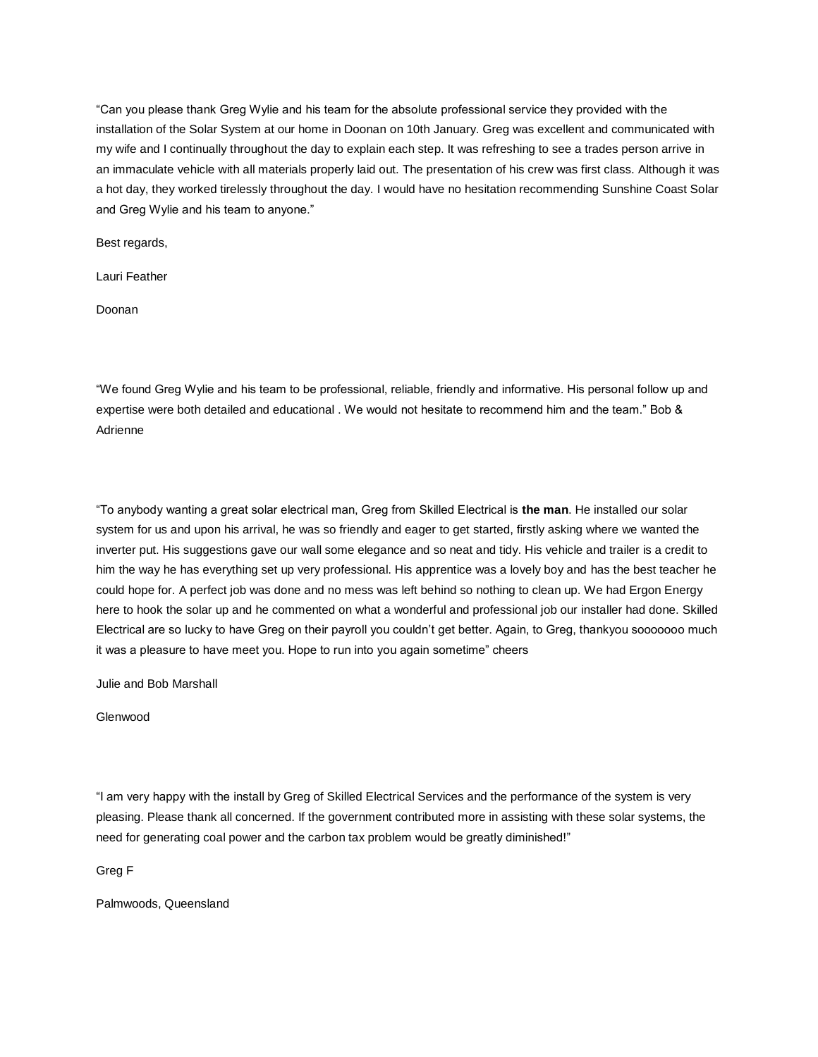"Can you please thank Greg Wylie and his team for the absolute professional service they provided with the installation of the Solar System at our home in Doonan on 10th January. Greg was excellent and communicated with my wife and I continually throughout the day to explain each step. It was refreshing to see a trades person arrive in an immaculate vehicle with all materials properly laid out. The presentation of his crew was first class. Although it was a hot day, they worked tirelessly throughout the day. I would have no hesitation recommending Sunshine Coast Solar and Greg Wylie and his team to anyone."

Best regards,

Lauri Feather

Doonan

"We found Greg Wylie and his team to be professional, reliable, friendly and informative. His personal follow up and expertise were both detailed and educational . We would not hesitate to recommend him and the team." Bob & Adrienne

"To anybody wanting a great solar electrical man, Greg from Skilled Electrical is **the man**. He installed our solar system for us and upon his arrival, he was so friendly and eager to get started, firstly asking where we wanted the inverter put. His suggestions gave our wall some elegance and so neat and tidy. His vehicle and trailer is a credit to him the way he has everything set up very professional. His apprentice was a lovely boy and has the best teacher he could hope for. A perfect job was done and no mess was left behind so nothing to clean up. We had Ergon Energy here to hook the solar up and he commented on what a wonderful and professional job our installer had done. Skilled Electrical are so lucky to have Greg on their payroll you couldn't get better. Again, to Greg, thankyou sooooooo much it was a pleasure to have meet you. Hope to run into you again sometime" cheers

Julie and Bob Marshall

Glenwood

"I am very happy with the install by Greg of Skilled Electrical Services and the performance of the system is very pleasing. Please thank all concerned. If the government contributed more in assisting with these solar systems, the need for generating coal power and the carbon tax problem would be greatly diminished!"

Greg F

Palmwoods, Queensland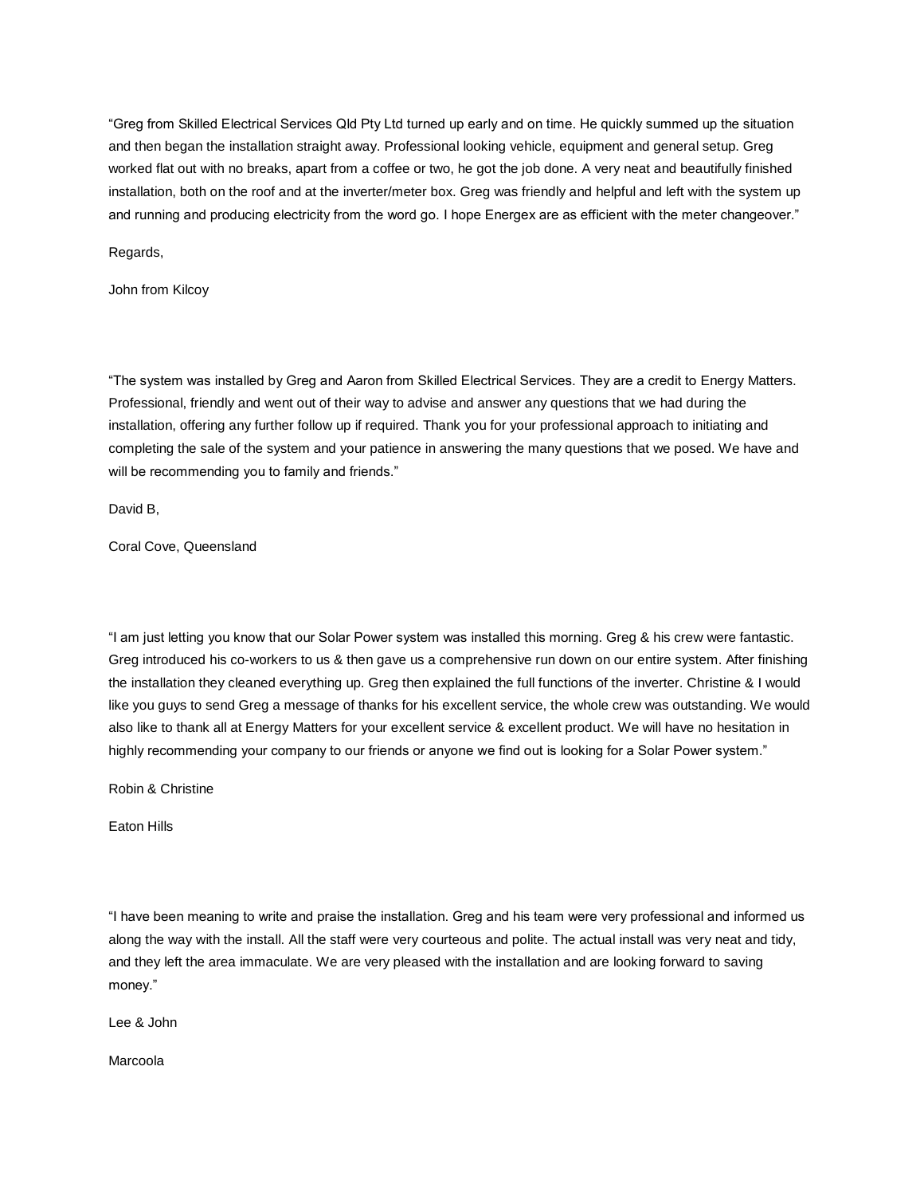"Greg from Skilled Electrical Services Qld Pty Ltd turned up early and on time. He quickly summed up the situation and then began the installation straight away. Professional looking vehicle, equipment and general setup. Greg worked flat out with no breaks, apart from a coffee or two, he got the job done. A very neat and beautifully finished installation, both on the roof and at the inverter/meter box. Greg was friendly and helpful and left with the system up and running and producing electricity from the word go. I hope Energex are as efficient with the meter changeover."

Regards,

John from Kilcoy

"The system was installed by Greg and Aaron from Skilled Electrical Services. They are a credit to Energy Matters. Professional, friendly and went out of their way to advise and answer any questions that we had during the installation, offering any further follow up if required. Thank you for your professional approach to initiating and completing the sale of the system and your patience in answering the many questions that we posed. We have and will be recommending you to family and friends."

David B,

Coral Cove, Queensland

"I am just letting you know that our Solar Power system was installed this morning. Greg & his crew were fantastic. Greg introduced his co-workers to us & then gave us a comprehensive run down on our entire system. After finishing the installation they cleaned everything up. Greg then explained the full functions of the inverter. Christine & I would like you guys to send Greg a message of thanks for his excellent service, the whole crew was outstanding. We would also like to thank all at Energy Matters for your excellent service & excellent product. We will have no hesitation in highly recommending your company to our friends or anyone we find out is looking for a Solar Power system."

Robin & Christine

Eaton Hills

"I have been meaning to write and praise the installation. Greg and his team were very professional and informed us along the way with the install. All the staff were very courteous and polite. The actual install was very neat and tidy, and they left the area immaculate. We are very pleased with the installation and are looking forward to saving money."

Lee & John

Marcoola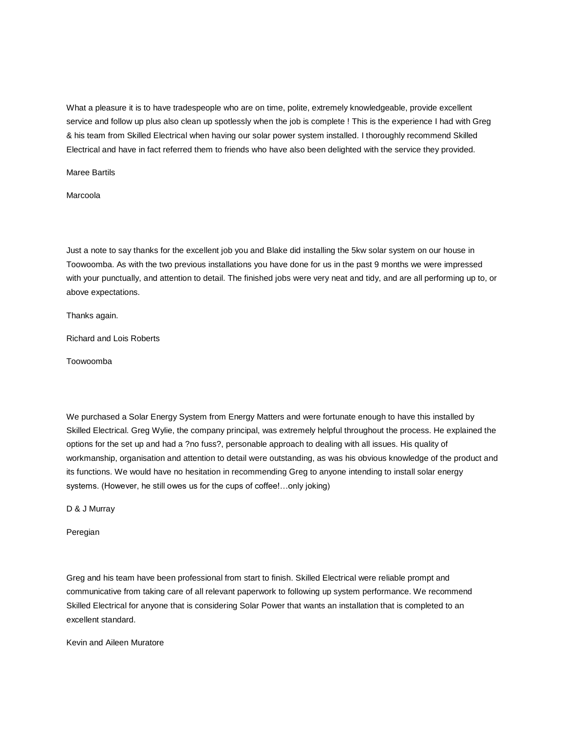What a pleasure it is to have tradespeople who are on time, polite, extremely knowledgeable, provide excellent service and follow up plus also clean up spotlessly when the job is complete ! This is the experience I had with Greg & his team from Skilled Electrical when having our solar power system installed. I thoroughly recommend Skilled Electrical and have in fact referred them to friends who have also been delighted with the service they provided.

Maree Bartils

Marcoola

Just a note to say thanks for the excellent job you and Blake did installing the 5kw solar system on our house in Toowoomba. As with the two previous installations you have done for us in the past 9 months we were impressed with your punctually, and attention to detail. The finished jobs were very neat and tidy, and are all performing up to, or above expectations.

Thanks again.

Richard and Lois Roberts

Toowoomba

We purchased a Solar Energy System from Energy Matters and were fortunate enough to have this installed by Skilled Electrical. Greg Wylie, the company principal, was extremely helpful throughout the process. He explained the options for the set up and had a ?no fuss?, personable approach to dealing with all issues. His quality of workmanship, organisation and attention to detail were outstanding, as was his obvious knowledge of the product and its functions. We would have no hesitation in recommending Greg to anyone intending to install solar energy systems. (However, he still owes us for the cups of coffee!…only joking)

D & J Murray

Peregian

Greg and his team have been professional from start to finish. Skilled Electrical were reliable prompt and communicative from taking care of all relevant paperwork to following up system performance. We recommend Skilled Electrical for anyone that is considering Solar Power that wants an installation that is completed to an excellent standard.

Kevin and Aileen Muratore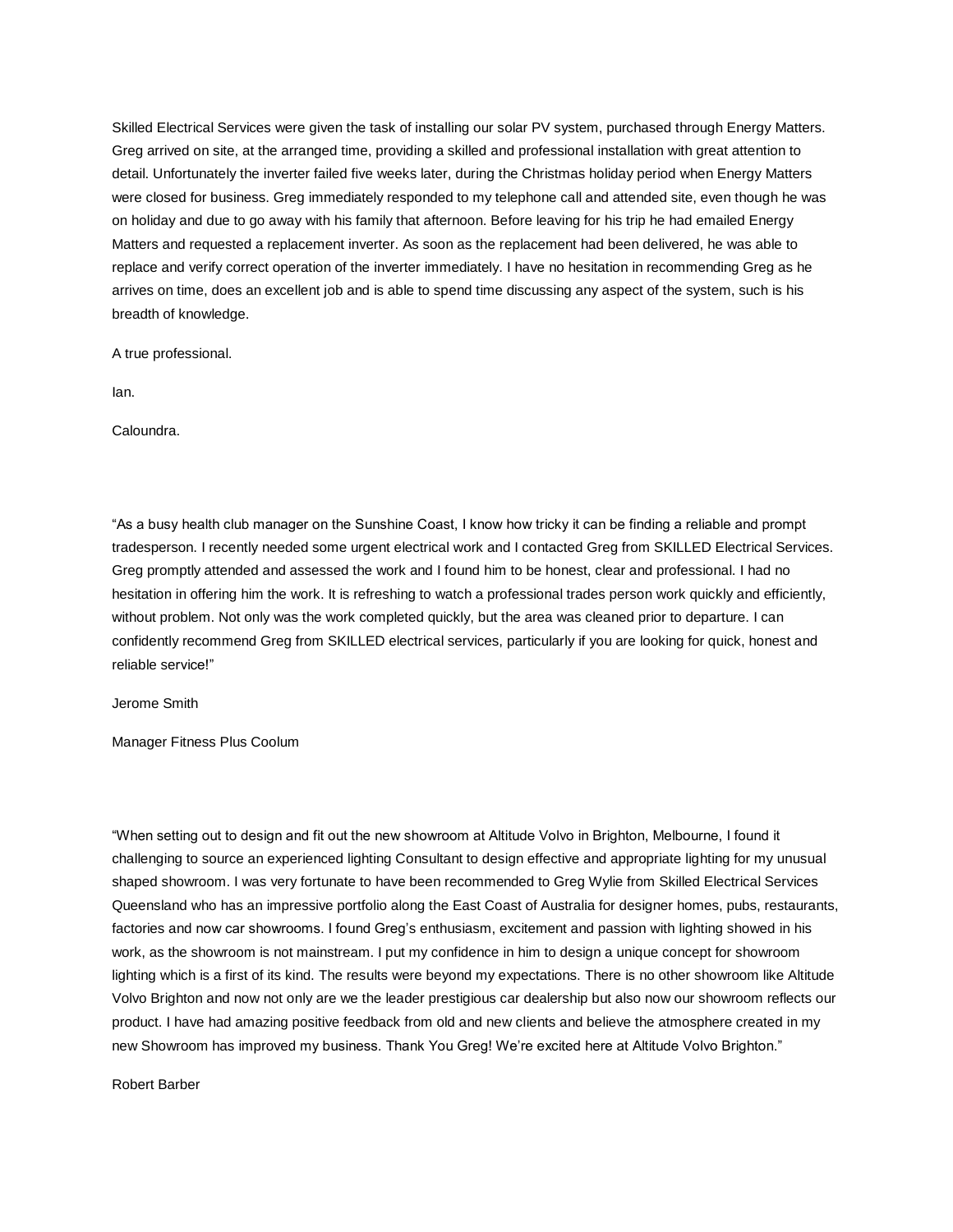Skilled Electrical Services were given the task of installing our solar PV system, purchased through Energy Matters. Greg arrived on site, at the arranged time, providing a skilled and professional installation with great attention to detail. Unfortunately the inverter failed five weeks later, during the Christmas holiday period when Energy Matters were closed for business. Greg immediately responded to my telephone call and attended site, even though he was on holiday and due to go away with his family that afternoon. Before leaving for his trip he had emailed Energy Matters and requested a replacement inverter. As soon as the replacement had been delivered, he was able to replace and verify correct operation of the inverter immediately. I have no hesitation in recommending Greg as he arrives on time, does an excellent job and is able to spend time discussing any aspect of the system, such is his breadth of knowledge.

A true professional.

Ian.

Caloundra.

“As a busy health club manager on the Sunshine Coast, I know how tricky it can be finding a reliable and prompt tradesperson. I recently needed some urgent electrical work and I contacted Greg from SKILLED Electrical Services. Greg promptly attended and assessed the work and I found him to be honest, clear and professional. I had no hesitation in offering him the work. It is refreshing to watch a professional trades person work quickly and efficiently, without problem. Not only was the work completed quickly, but the area was cleaned prior to departure. I can confidently recommend Greg from SKILLED electrical services, particularly if you are looking for quick, honest and reliable service!”

Jerome Smith

Manager Fitness Plus Coolum

“When setting out to design and fit out the new showroom at Altitude Volvo in Brighton, Melbourne, I found it challenging to source an experienced lighting Consultant to design effective and appropriate lighting for my unusual shaped showroom. I was very fortunate to have been recommended to Greg Wylie from Skilled Electrical Services Queensland who has an impressive portfolio along the East Coast of Australia for designer homes, pubs, restaurants, factories and now car showrooms. I found Greg’s enthusiasm, excitement and passion with lighting showed in his work, as the showroom is not mainstream. I put my confidence in him to design a unique concept for showroom lighting which is a first of its kind. The results were beyond my expectations. There is no other showroom like Altitude Volvo Brighton and now not only are we the leader prestigious car dealership but also now our showroom reflects our product. I have had amazing positive feedback from old and new clients and believe the atmosphere created in my new Showroom has improved my business. Thank You Greg! We’re excited here at Altitude Volvo Brighton.”

Robert Barber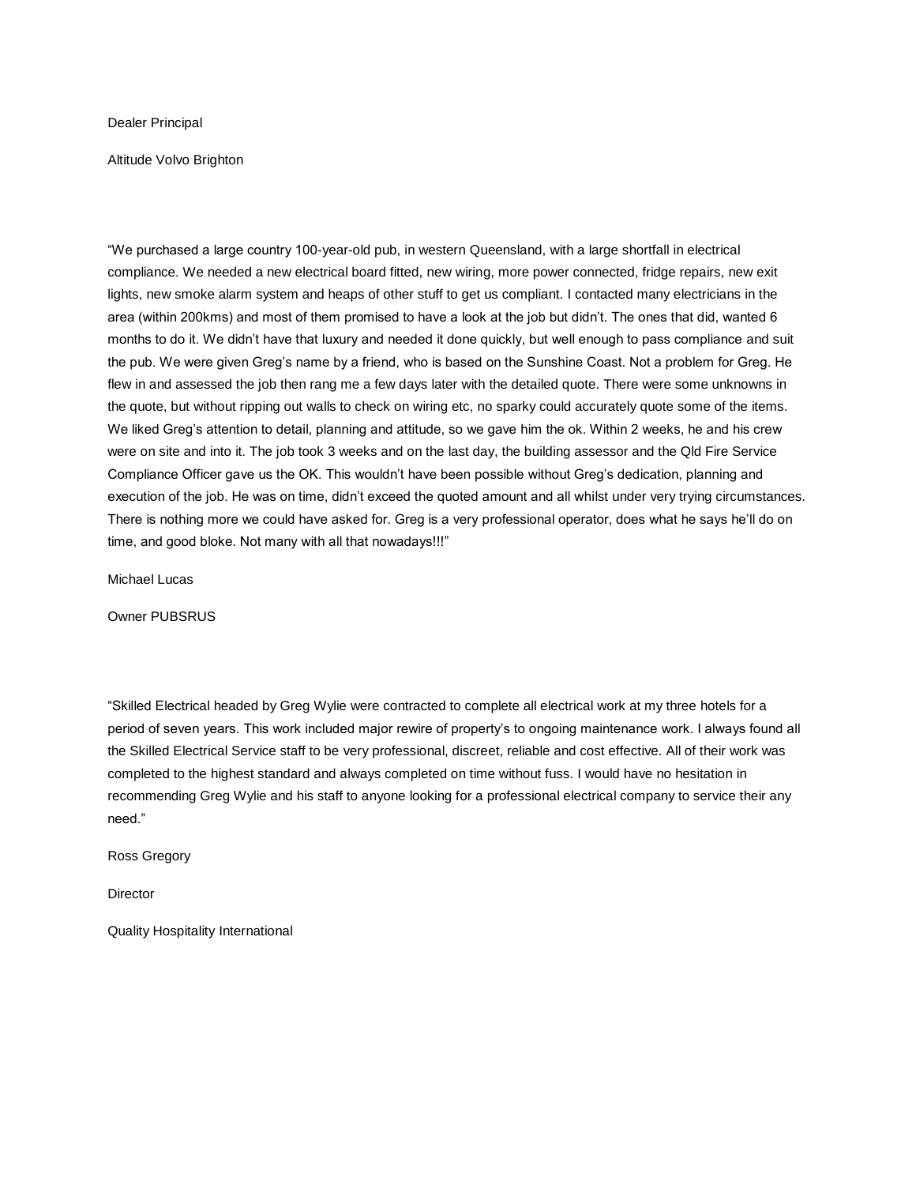Dealer Principal

Altitude Volvo Brighton

"We purchased a large country 100-year-old pub, in western Queensland, with a large shortfall in electrical compliance. We needed a new electrical board fitted, new wiring, more power connected, fridge repairs, new exit lights, new smoke alarm system and heaps of other stuff to get us compliant. I contacted many electricians in the area (within 200kms) and most of them promised to have a look at the job but didn't. The ones that did, wanted 6 months to do it. We didn't have that luxury and needed it done quickly, but well enough to pass compliance and suit the pub. We were given Greg's name by a friend, who is based on the Sunshine Coast. Not a problem for Greg. He flew in and assessed the job then rang me a few days later with the detailed quote. There were some unknowns in the quote, but without ripping out walls to check on wiring etc, no sparky could accurately quote some of the items. We liked Greg's attention to detail, planning and attitude, so we gave him the ok. Within 2 weeks, he and his crew were on site and into it. The job took 3 weeks and on the last day, the building assessor and the Qld Fire Service Compliance Officer gave us the OK. This wouldn't have been possible without Greg's dedication, planning and execution of the job. He was on time, didn't exceed the quoted amount and all whilst under very trying circumstances. There is nothing more we could have asked for. Greg is a very professional operator, does what he says he'll do on time, and good bloke. Not many with all that nowadays!!!"

Michael Lucas

Owner PUBSRUS

"Skilled Electrical headed by Greg Wylie were contracted to complete all electrical work at my three hotels for a period of seven years. This work included major rewire of property's to ongoing maintenance work. I always found all the Skilled Electrical Service staff to be very professional, discreet, reliable and cost effective. All of their work was completed to the highest standard and always completed on time without fuss. I would have no hesitation in recommending Greg Wylie and his staff to anyone looking for a professional electrical company to service their any need."

Ross Gregory

Director

Quality Hospitality International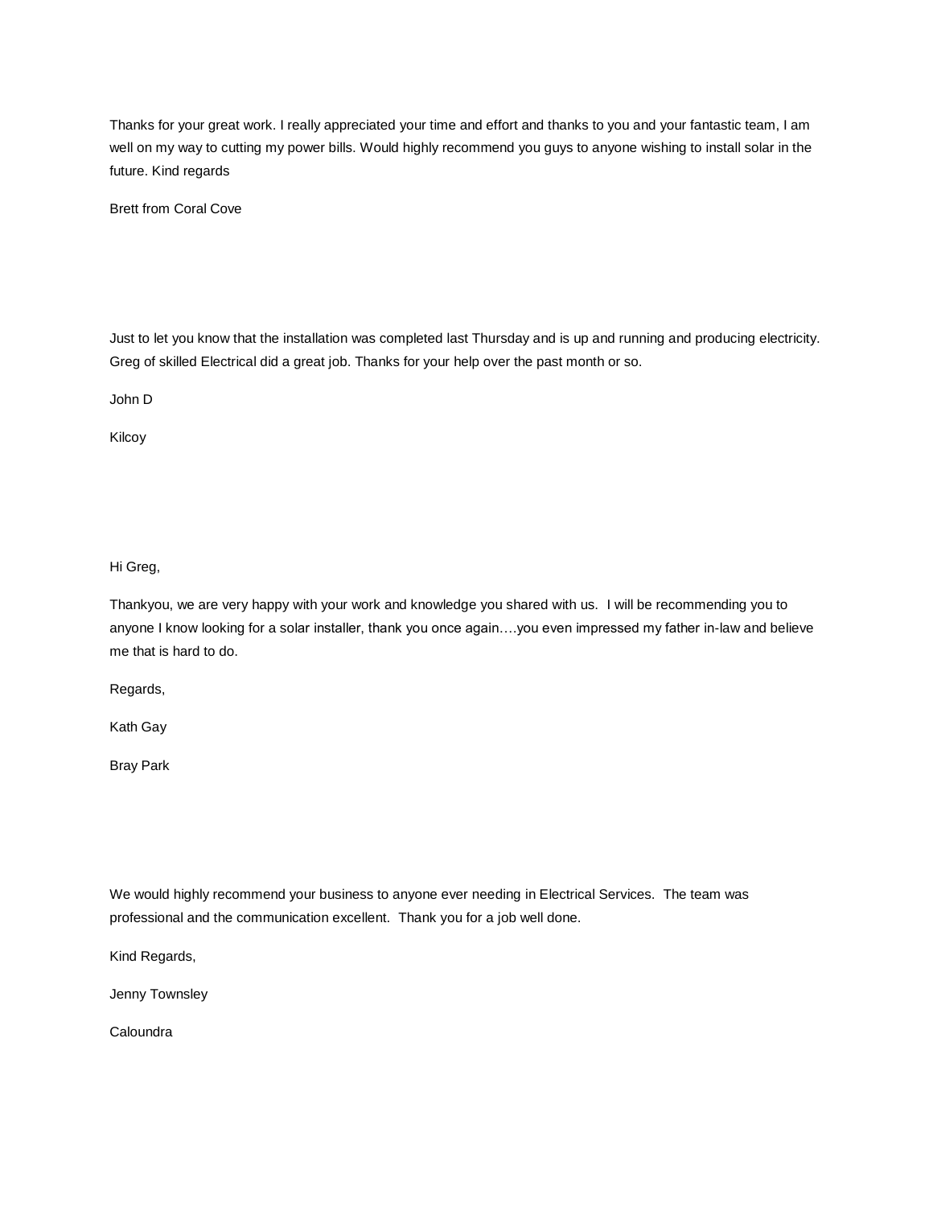Thanks for your great work. I really appreciated your time and effort and thanks to you and your fantastic team, I am well on my way to cutting my power bills. Would highly recommend you guys to anyone wishing to install solar in the future. Kind regards

Brett from Coral Cove

Just to let you know that the installation was completed last Thursday and is up and running and producing electricity. Greg of skilled Electrical did a great job. Thanks for your help over the past month or so.

John D

Kilcoy

Hi Greg,

Thankyou, we are very happy with your work and knowledge you shared with us. I will be recommending you to anyone I know looking for a solar installer, thank you once again….you even impressed my father in-law and believe me that is hard to do.

Regards,

Kath Gay

Bray Park

We would highly recommend your business to anyone ever needing in Electrical Services. The team was professional and the communication excellent. Thank you for a job well done.

Kind Regards,

Jenny Townsley

Caloundra